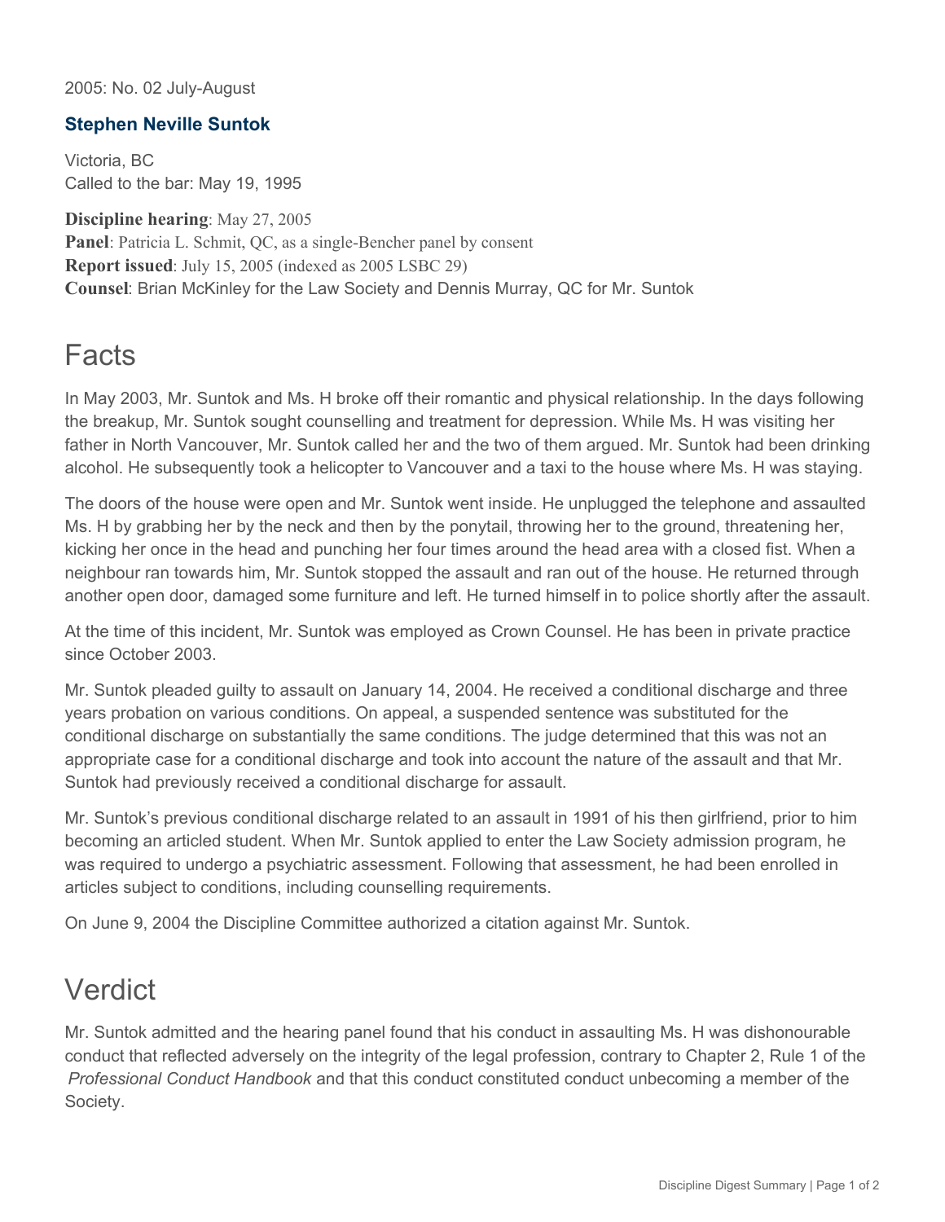2005: No. 02 July-August

## Stephen Neville Suntok

Victoria, BC
Called to the bar: May 19, 1995

**Discipline hearing**: May 27, 2005
**Panel**: Patricia L. Schmit, QC, as a single-Bencher panel by consent
**Report issued**: July 15, 2005 (indexed as 2005 LSBC 29)
**Counsel**: Brian McKinley for the Law Society and Dennis Murray, QC for Mr. Suntok

# Facts

In May 2003, Mr. Suntok and Ms. H broke off their romantic and physical relationship. In the days following the breakup, Mr. Suntok sought counselling and treatment for depression. While Ms. H was visiting her father in North Vancouver, Mr. Suntok called her and the two of them argued. Mr. Suntok had been drinking alcohol. He subsequently took a helicopter to Vancouver and a taxi to the house where Ms. H was staying.

The doors of the house were open and Mr. Suntok went inside. He unplugged the telephone and assaulted Ms. H by grabbing her by the neck and then by the ponytail, throwing her to the ground, threatening her, kicking her once in the head and punching her four times around the head area with a closed fist. When a neighbour ran towards him, Mr. Suntok stopped the assault and ran out of the house. He returned through another open door, damaged some furniture and left. He turned himself in to police shortly after the assault.

At the time of this incident, Mr. Suntok was employed as Crown Counsel. He has been in private practice since October 2003.

Mr. Suntok pleaded guilty to assault on January 14, 2004. He received a conditional discharge and three years probation on various conditions. On appeal, a suspended sentence was substituted for the conditional discharge on substantially the same conditions. The judge determined that this was not an appropriate case for a conditional discharge and took into account the nature of the assault and that Mr. Suntok had previously received a conditional discharge for assault.

Mr. Suntok's previous conditional discharge related to an assault in 1991 of his then girlfriend, prior to him becoming an articled student. When Mr. Suntok applied to enter the Law Society admission program, he was required to undergo a psychiatric assessment. Following that assessment, he had been enrolled in articles subject to conditions, including counselling requirements.

On June 9, 2004 the Discipline Committee authorized a citation against Mr. Suntok.

# Verdict

Mr. Suntok admitted and the hearing panel found that his conduct in assaulting Ms. H was dishonourable conduct that reflected adversely on the integrity of the legal profession, contrary to Chapter 2, Rule 1 of the *Professional Conduct Handbook* and that this conduct constituted conduct unbecoming a member of the Society.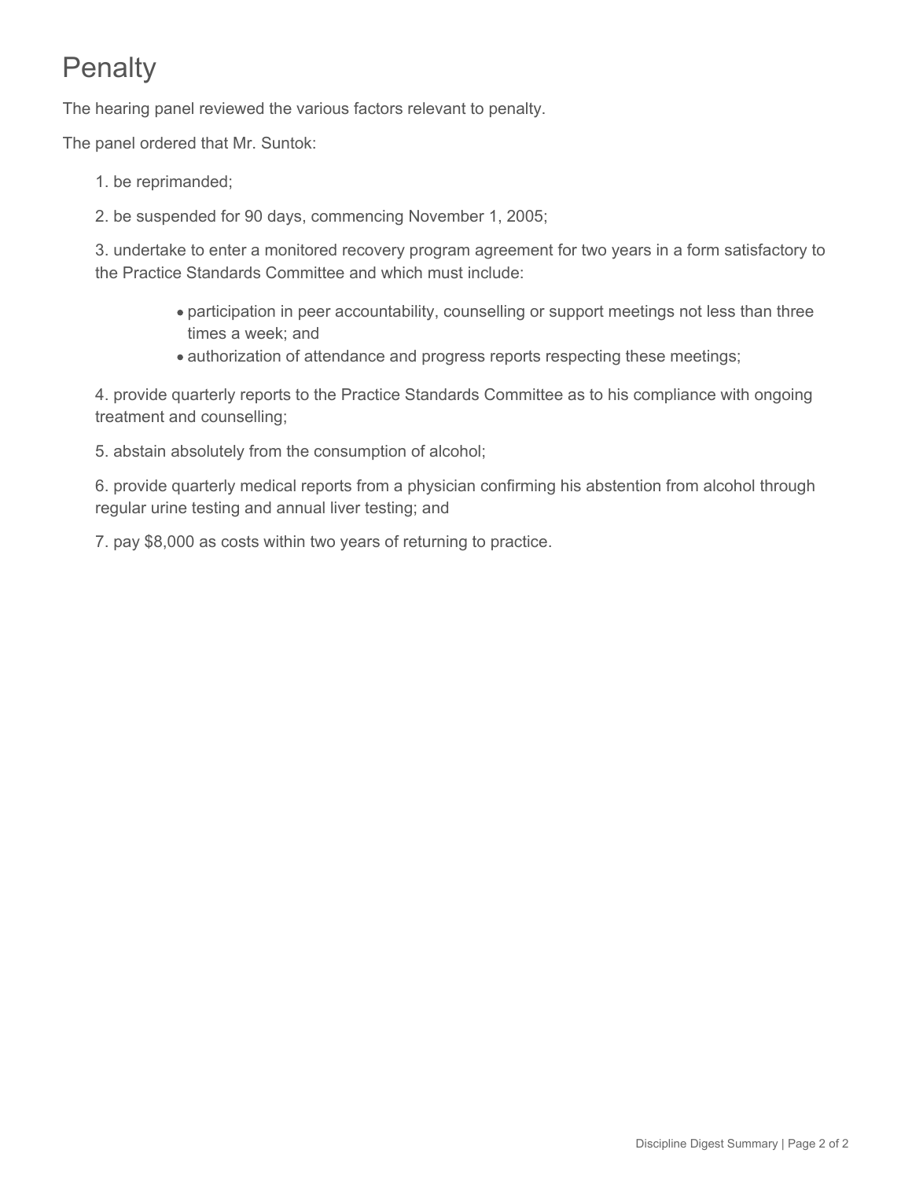# Penalty

The hearing panel reviewed the various factors relevant to penalty.

The panel ordered that Mr. Suntok:

1. be reprimanded;

2. be suspended for 90 days, commencing November 1, 2005;

3. undertake to enter a monitored recovery program agreement for two years in a form satisfactory to the Practice Standards Committee and which must include:

   - participation in peer accountability, counselling or support meetings not less than three times a week; and
   - authorization of attendance and progress reports respecting these meetings;

4. provide quarterly reports to the Practice Standards Committee as to his compliance with ongoing treatment and counselling;

5. abstain absolutely from the consumption of alcohol;

6. provide quarterly medical reports from a physician confirming his abstention from alcohol through regular urine testing and annual liver testing; and

7. pay $8,000 as costs within two years of returning to practice.